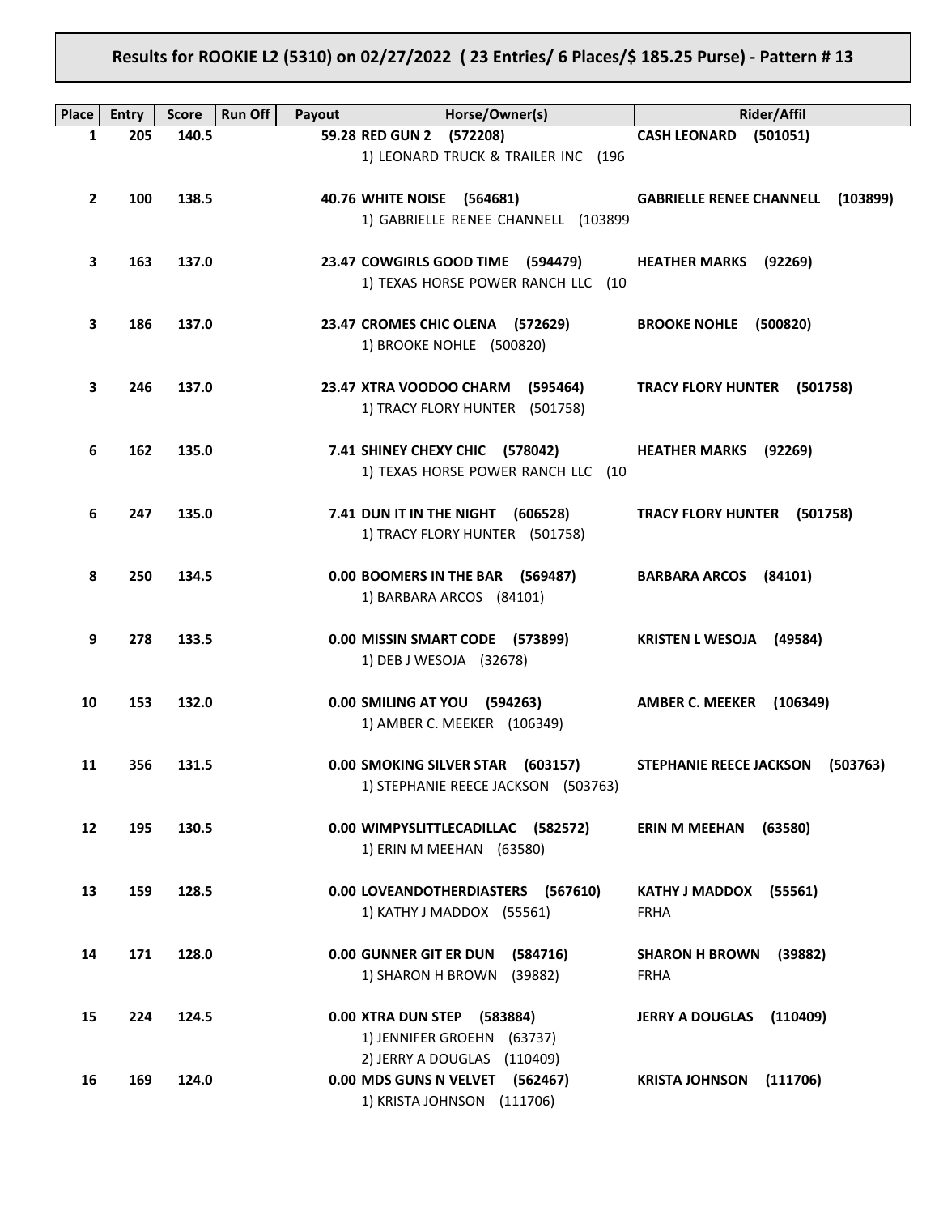**Results for ROOKIE L2 (5310) on 02/27/2022 ( 23 Entries/ 6 Places/$ 185.25 Purse) - Pattern # 13**

| Place | Entry | Score | Run Off | Payout | Horse/Owner(s) | Rider/Affil |
|---|---|---|---|---|---|---|
| 1 | 205 | 140.5 | | 59.28 | **RED GUN 2 (572208)**<br>1) LEONARD TRUCK & TRAILER INC (196 | **CASH LEONARD (501051)** |
| 2 | 100 | 138.5 | | 40.76 | **WHITE NOISE (564681)**<br>1) GABRIELLE RENEE CHANNELL (103899 | **GABRIELLE RENEE CHANNELL (103899)** |
| 3 | 163 | 137.0 | | 23.47 | **COWGIRLS GOOD TIME (594479)**<br>1) TEXAS HORSE POWER RANCH LLC (10 | **HEATHER MARKS (92269)** |
| 3 | 186 | 137.0 | | 23.47 | **CROMES CHIC OLENA (572629)**<br>1) BROOKE NOHLE (500820) | **BROOKE NOHLE (500820)** |
| 3 | 246 | 137.0 | | 23.47 | **XTRA VOODOO CHARM (595464)**<br>1) TRACY FLORY HUNTER (501758) | **TRACY FLORY HUNTER (501758)** |
| 6 | 162 | 135.0 | | 7.41 | **SHINEY CHEXY CHIC (578042)**<br>1) TEXAS HORSE POWER RANCH LLC (10 | **HEATHER MARKS (92269)** |
| 6 | 247 | 135.0 | | 7.41 | **DUN IT IN THE NIGHT (606528)**<br>1) TRACY FLORY HUNTER (501758) | **TRACY FLORY HUNTER (501758)** |
| 8 | 250 | 134.5 | | 0.00 | **BOOMERS IN THE BAR (569487)**<br>1) BARBARA ARCOS (84101) | **BARBARA ARCOS (84101)** |
| 9 | 278 | 133.5 | | 0.00 | **MISSIN SMART CODE (573899)**<br>1) DEB J WESOJA (32678) | **KRISTEN L WESOJA (49584)** |
| 10 | 153 | 132.0 | | 0.00 | **SMILING AT YOU (594263)**<br>1) AMBER C. MEEKER (106349) | **AMBER C. MEEKER (106349)** |
| 11 | 356 | 131.5 | | 0.00 | **SMOKING SILVER STAR (603157)**<br>1) STEPHANIE REECE JACKSON (503763) | **STEPHANIE REECE JACKSON (503763)** |
| 12 | 195 | 130.5 | | 0.00 | **WIMPYSLITTLECADILLAC (582572)**<br>1) ERIN M MEEHAN (63580) | **ERIN M MEEHAN (63580)** |
| 13 | 159 | 128.5 | | 0.00 | **LOVEANDOTHERDIASTERS (567610)**<br>1) KATHY J MADDOX (55561) | **KATHY J MADDOX (55561)**<br>FRHA |
| 14 | 171 | 128.0 | | 0.00 | **GUNNER GIT ER DUN (584716)**<br>1) SHARON H BROWN (39882) | **SHARON H BROWN (39882)**<br>FRHA |
| 15 | 224 | 124.5 | | 0.00 | **XTRA DUN STEP (583884)**<br>1) JENNIFER GROEHN (63737)<br>2) JERRY A DOUGLAS (110409) | **JERRY A DOUGLAS (110409)** |
| 16 | 169 | 124.0 | | 0.00 | **MDS GUNS N VELVET (562467)**<br>1) KRISTA JOHNSON (111706) | **KRISTA JOHNSON (111706)** |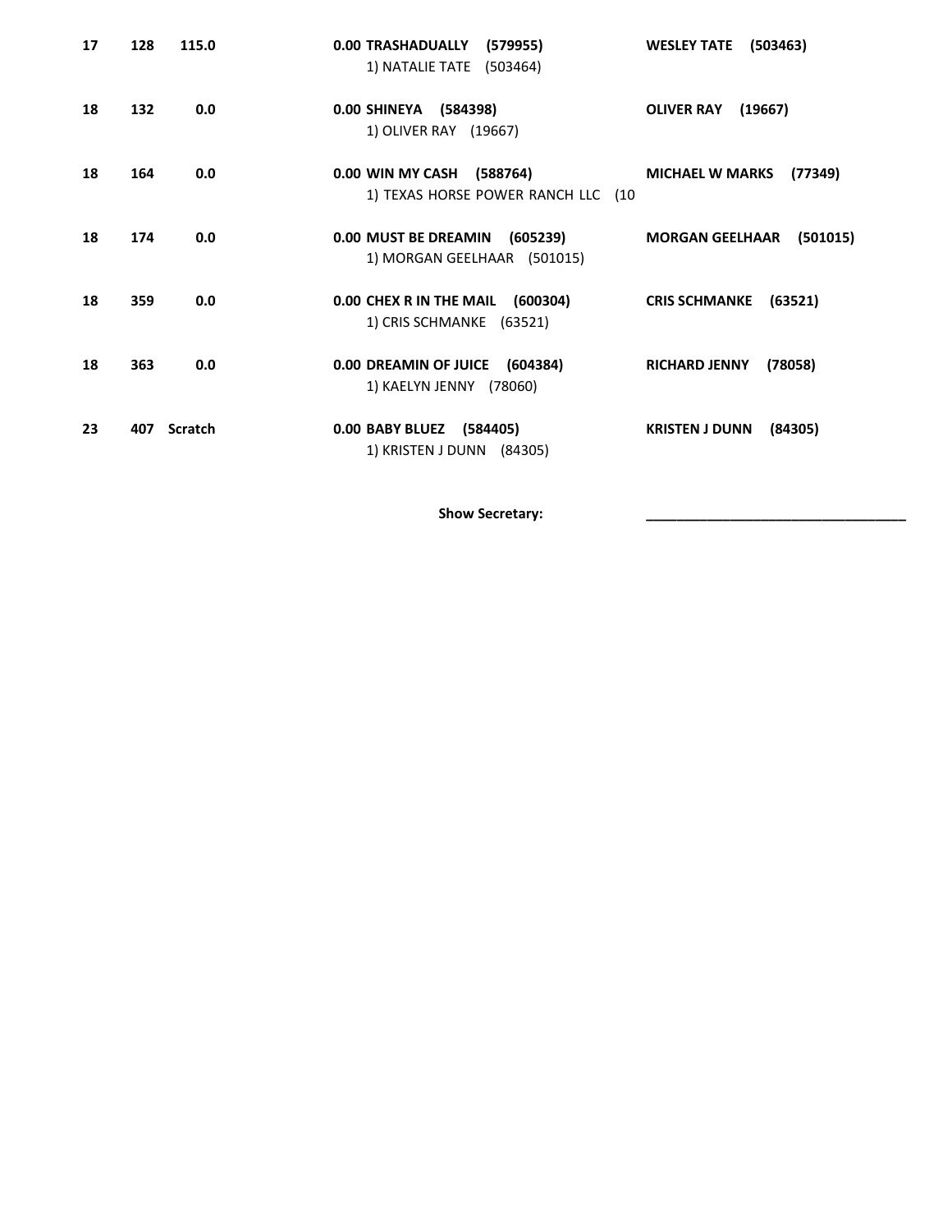| | | | | |
|---|---|---|---|---|
| **17** | **128** | **115.0** | **0.00 TRASHADUALLY (579955)**<br>1) NATALIE TATE (503464) | **WESLEY TATE (503463)** |
| **18** | **132** | **0.0** | **0.00 SHINEYA (584398)**<br>1) OLIVER RAY (19667) | **OLIVER RAY (19667)** |
| **18** | **164** | **0.0** | **0.00 WIN MY CASH (588764)**<br>1) TEXAS HORSE POWER RANCH LLC (10 | **MICHAEL W MARKS (77349)** |
| **18** | **174** | **0.0** | **0.00 MUST BE DREAMIN (605239)**<br>1) MORGAN GEELHAAR (501015) | **MORGAN GEELHAAR (501015)** |
| **18** | **359** | **0.0** | **0.00 CHEX R IN THE MAIL (600304)**<br>1) CRIS SCHMANKE (63521) | **CRIS SCHMANKE (63521)** |
| **18** | **363** | **0.0** | **0.00 DREAMIN OF JUICE (604384)**<br>1) KAELYN JENNY (78060) | **RICHARD JENNY (78058)** |
| **23** | **407** | **Scratch** | **0.00 BABY BLUEZ (584405)**<br>1) KRISTEN J DUNN (84305) | **KRISTEN J DUNN (84305)** |

**Show Secretary:** ___________________________________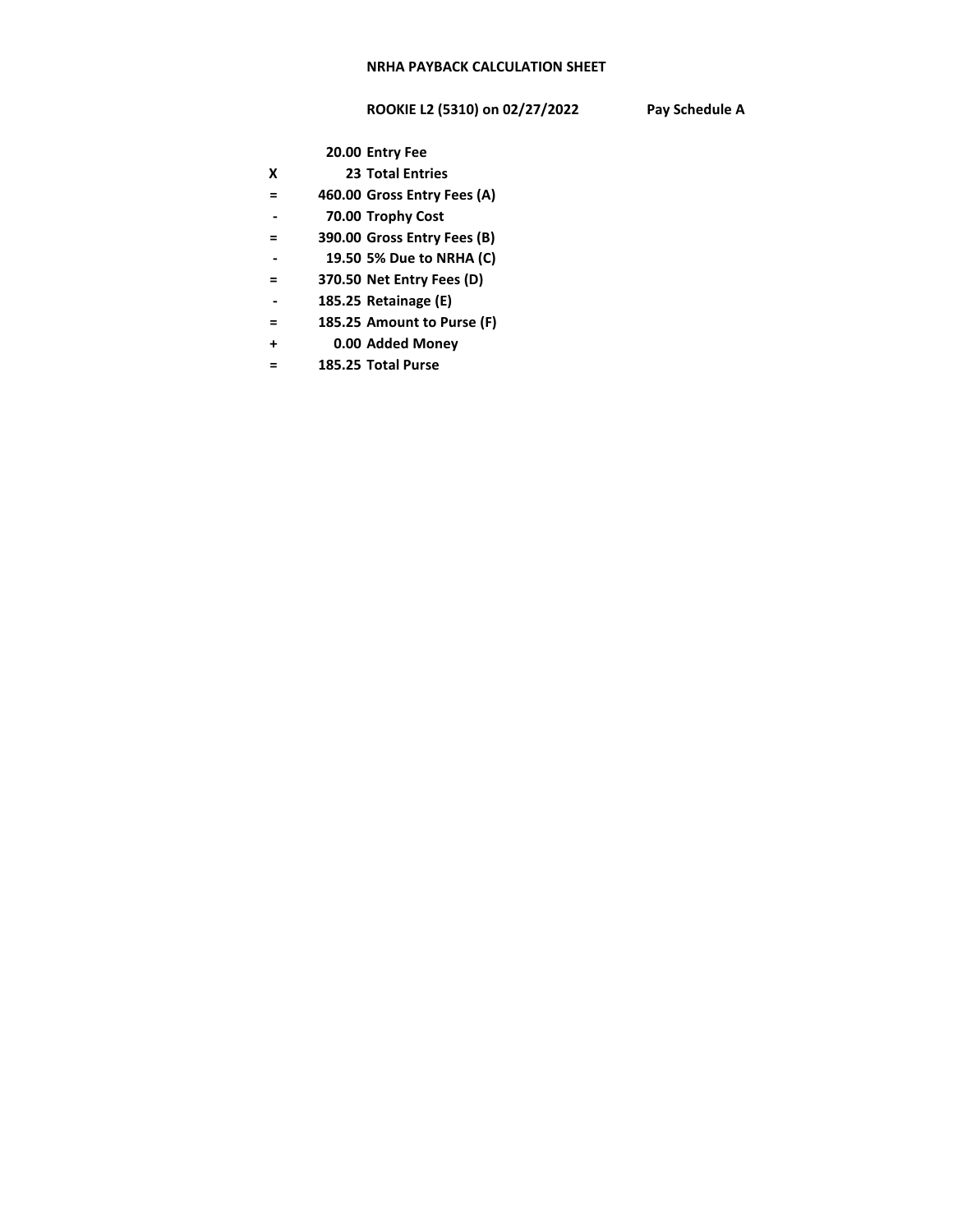**NRHA PAYBACK CALCULATION SHEET**

**ROOKIE L2 (5310) on 02/27/2022** **Pay Schedule A**

| | | |
|---|---|---|
| | 20.00 | Entry Fee |
| X | 23 | Total Entries |
| = | 460.00 | Gross Entry Fees (A) |
| - | 70.00 | Trophy Cost |
| = | 390.00 | Gross Entry Fees (B) |
| - | 19.50 | 5% Due to NRHA (C) |
| = | 370.50 | Net Entry Fees (D) |
| - | 185.25 | Retainage (E) |
| = | 185.25 | Amount to Purse (F) |
| + | 0.00 | Added Money |
| = | 185.25 | Total Purse |